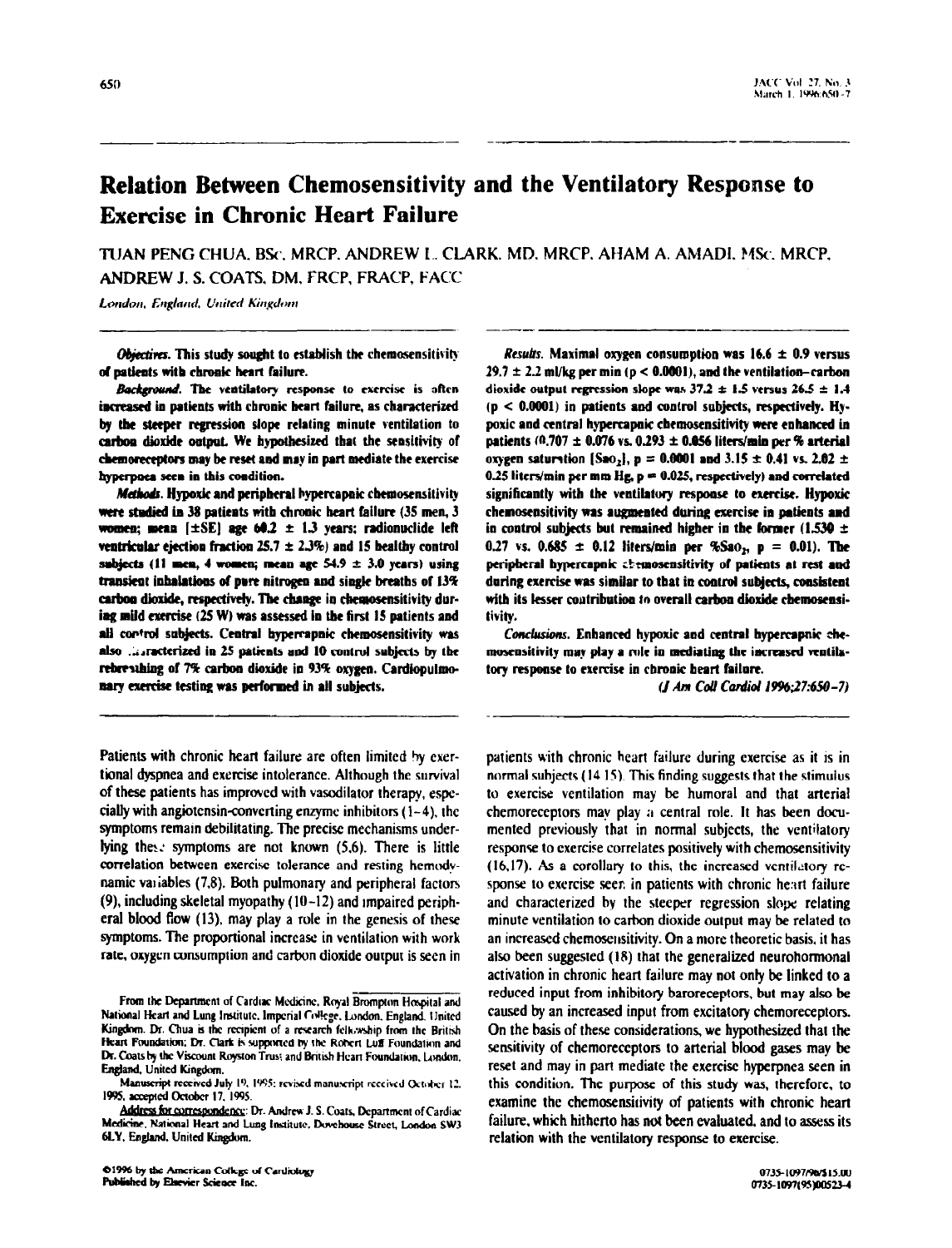# Relation Between Chemosensitivity and the Ventilatory Response to Exercise in Chronic Heart Failure

TUAN PENG CHUA, BSc, MRCP, ANDREW L. CLARK, MD, MRCP, AHAM A. AMADI, MSc, MRCP, ANDREW J. S. COATS, DM, FRCP, FRACP, FACC

*London, England, United Kingdom*

***Objectives.*** **This study sought to establish the chemosensitivity of patients with chronic heart failure.**

***Background.*** **The ventilatory response to exercise is often increased in patients with chronic heart failure, as characterized by the steeper regression slope relating minute ventilation to carbon dioxide output. We hypothesized that the sensitivity of chemoreceptors may be reset and may in part mediate the exercise hyperpnea seen in this condition.**

***Methods.*** **Hypoxic and peripheral hypercapnic chemosensitivity were studied in 38 patients with chronic heart failure (35 men, 3 women; mean [±SE] age 60.2 ± 1.3 years; radionuclide left ventricular ejection fraction 25.7 ± 2.3%) and 15 healthy control subjects (11 men, 4 women; mean age 54.9 ± 3.0 years) using transient inhalations of pure nitrogen and single breaths of 13% carbon dioxide, respectively. The change in chemosensitivity during mild exercise (25 W) was assessed in the first 15 patients and all control subjects. Central hypercapnic chemosensitivity was also characterized in 25 patients and 10 control subjects by the rebreathing of 7% carbon dioxide in 93% oxygen. Cardiopulmonary exercise testing was performed in all subjects.**

***Results.*** **Maximal oxygen consumption was 16.6 ± 0.9 versus 29.7 ± 2.2 ml/kg per min ($p < 0.0001$), and the ventilation–carbon dioxide output regression slope was 37.2 ± 1.5 versus 26.5 ± 1.4 ($p < 0.0001$) in patients and control subjects, respectively. Hypoxic and central hypercapnic chemosensitivity were enhanced in patients (0.707 ± 0.076 vs. 0.293 ± 0.056 liters/min per % arterial oxygen saturation [$Sa_{O_2}$], $p = 0.0001$ and 3.15 ± 0.41 vs. 2.02 ± 0.25 liters/min per mm Hg, $p = 0.025$, respectively) and correlated significantly with the ventilatory response to exercise. Hypoxic chemosensitivity was augmented during exercise in patients and in control subjects but remained higher in the former (1.530 ± 0.27 vs. 0.685 ± 0.12 liters/min per %$Sa_{O_2}$, $p = 0.01$). The peripheral hypercapnic chemosensitivity of patients at rest and during exercise was similar to that in control subjects, consistent with its lesser contribution to overall carbon dioxide chemosensitivity.**

***Conclusions.*** **Enhanced hypoxic and central hypercapnic chemosensitivity may play a role in mediating the increased ventilatory response to exercise in chronic heart failure.**

*(J Am Coll Cardiol 1996;27:650–7)*

Patients with chronic heart failure are often limited by exertional dyspnea and exercise intolerance. Although the survival of these patients has improved with vasodilator therapy, especially with angiotensin-converting enzyme inhibitors (1–4), the symptoms remain debilitating. The precise mechanisms underlying these symptoms are not known (5,6). There is little correlation between exercise tolerance and resting hemodynamic variables (7,8). Both pulmonary and peripheral factors (9), including skeletal myopathy (10–12) and impaired peripheral blood flow (13), may play a role in the genesis of these symptoms. The proportional increase in ventilation with work rate, oxygen consumption and carbon dioxide output is seen in patients with chronic heart failure during exercise as it is in normal subjects (14,15). This finding suggests that the stimulus to exercise ventilation may be humoral and that arterial chemoreceptors may play a central role. It has been documented previously that in normal subjects, the ventilatory response to exercise correlates positively with chemosensitivity (16,17). As a corollary to this, the increased ventilatory response to exercise seen in patients with chronic heart failure and characterized by the steeper regression slope relating minute ventilation to carbon dioxide output may be related to an increased chemosensitivity. On a more theoretic basis, it has also been suggested (18) that the generalized neurohormonal activation in chronic heart failure may not only be linked to a reduced input from inhibitory baroreceptors, but may also be caused by an increased input from excitatory chemoreceptors. On the basis of these considerations, we hypothesized that the sensitivity of chemoreceptors to arterial blood gases may be reset and may in part mediate the exercise hyperpnea seen in this condition. The purpose of this study was, therefore, to examine the chemosensitivity of patients with chronic heart failure, which hitherto has not been evaluated, and to assess its relation with the ventilatory response to exercise.

From the Department of Cardiac Medicine, Royal Brompton Hospital and National Heart and Lung Institute, Imperial College, London, England, United Kingdom. Dr. Chua is the recipient of a research fellowship from the British Heart Foundation; Dr. Clark is supported by the Robert Luff Foundation and Dr. Coats by the Viscount Royston Trust and British Heart Foundation, London, England, United Kingdom.

Manuscript received July 19, 1995; revised manuscript received October 12, 1995, accepted October 17, 1995.

Address for correspondence: Dr. Andrew J. S. Coats, Department of Cardiac Medicine, National Heart and Lung Institute, Dovehouse Street, London SW3 6LY, England, United Kingdom.

©1996 by the American College of Cardiology
Published by Elsevier Science Inc.

0735-1097/96/$15.00
0735-1097(95)00523-4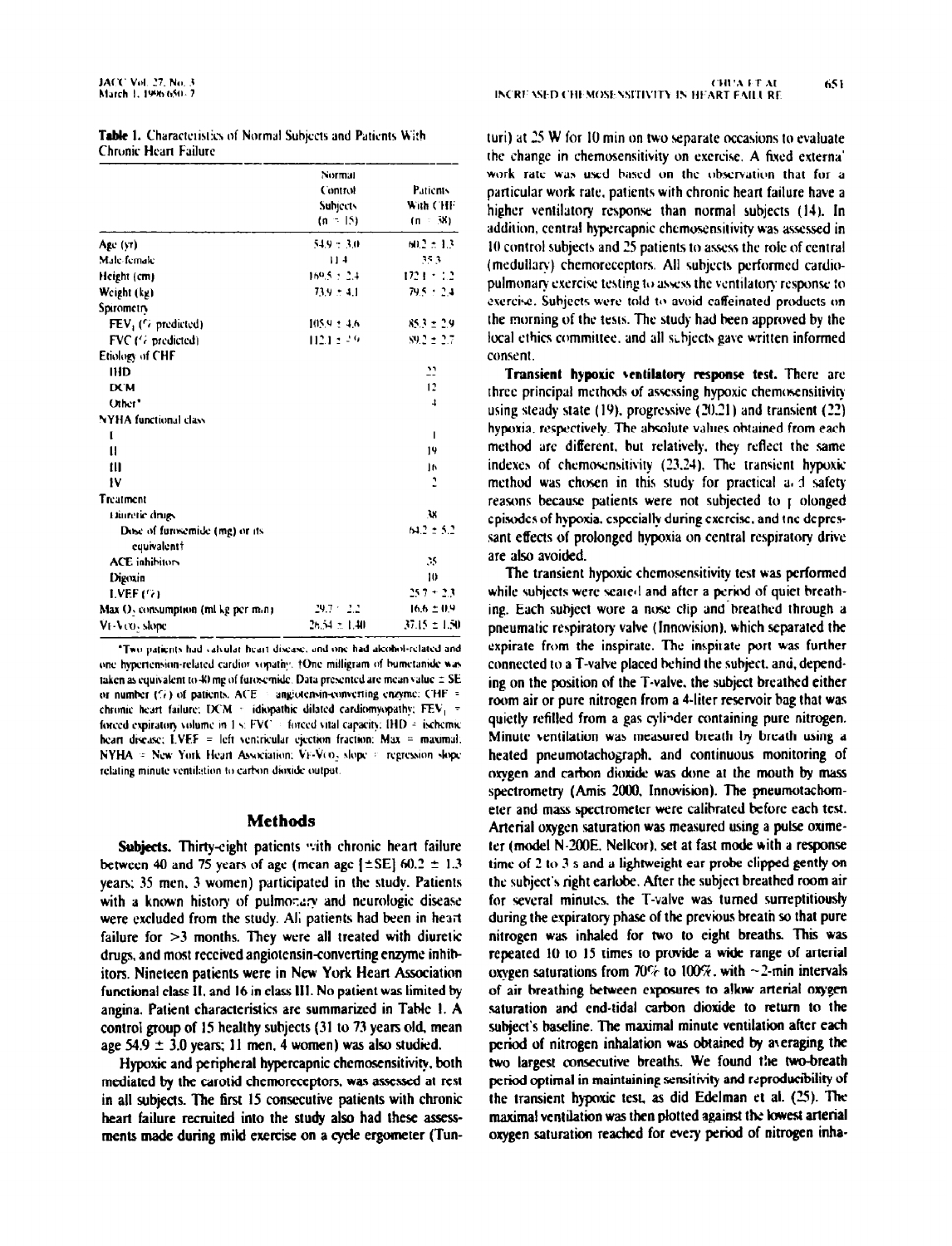**Table 1.** Characteristics of Normal Subjects and Patients With Chronic Heart Failure

| | Normal Control Subjects (n = 15) | Patients With CHF (n = 38) |
|---|---|---|
| Age (yr) | 54.9 ± 3.0 | 60.2 ± 1.3 |
| Male/female | 11/4 | 35/3 |
| Height (cm) | 169.5 ± 2.4 | 172.1 ± 1.2 |
| Weight (kg) | 73.9 ± 4.1 | 79.5 ± 2.4 |
| Spirometry | | |
| $FEV_1$ (% predicted) | 105.9 ± 4.6 | 85.3 ± 2.9 |
| FVC (% predicted) | 112.1 ± 3.9 | 89.2 ± 2.7 |
| Etiology of CHF | | |
| IHD | | 22 |
| DCM | | 12 |
| Other* | | 4 |
| NYHA functional class | | |
| I | | 1 |
| II | | 19 |
| III | | 16 |
| IV | | 2 |
| Treatment | | |
| Diuretic drugs | | 38 |
| Dose of furosemide (mg) or its equivalent† | | 64.2 ± 5.2 |
| ACE inhibitors | | 35 |
| Digoxin | | 10 |
| LVEF (%) | | 25.7 ± 2.3 |
| Max $O_2$ consumption (ml/kg per min) | 29.7 ± 2.2 | 16.6 ± 0.9 |
| $V_E$-$V_{CO_2}$ slope | 26.54 ± 1.40 | 37.15 ± 1.50 |

*Two patients had valvular heart disease, and one had alcohol-related and one hypertension-related cardiomyopathy. †One milligram of bumetanide was taken as equivalent to 40 mg of furosemide. Data presented are mean value ± SE or number (%) of patients. ACE = angiotensin-converting enzyme; CHF = chronic heart failure; DCM = idiopathic dilated cardiomyopathy; $FEV_1$ = forced expiratory volume in 1 s; FVC = forced vital capacity; IHD = ischemic heart disease; LVEF = left ventricular ejection fraction; Max = maximal; NYHA = New York Heart Association; $V_E$-$V_{CO_2}$ slope = regression slope relating minute ventilation to carbon dioxide output.

## Methods

**Subjects.** Thirty-eight patients with chronic heart failure between 40 and 75 years of age (mean age [±SE] 60.2 ± 1.3 years; 35 men, 3 women) participated in the study. Patients with a known history of pulmonary and neurologic disease were excluded from the study. All patients had been in heart failure for >3 months. They were all treated with diuretic drugs, and most received angiotensin-converting enzyme inhibitors. Nineteen patients were in New York Heart Association functional class II, and 16 in class III. No patient was limited by angina. Patient characteristics are summarized in Table 1. A control group of 15 healthy subjects (31 to 73 years old, mean age 54.9 ± 3.0 years; 11 men, 4 women) was also studied.

Hypoxic and peripheral hypercapnic chemosensitivity, both mediated by the carotid chemoreceptors, was assessed at rest in all subjects. The first 15 consecutive patients with chronic heart failure recruited into the study also had these assessments made during mild exercise on a cycle ergometer (Tunturi) at 25 W for 10 min on two separate occasions to evaluate the change in chemosensitivity on exercise. A fixed external work rate was used based on the observation that for a particular work rate, patients with chronic heart failure have a higher ventilatory response than normal subjects (14). In addition, central hypercapnic chemosensitivity was assessed in 10 control subjects and 25 patients to assess the role of central (medullary) chemoreceptors. All subjects performed cardiopulmonary exercise testing to assess the ventilatory response to exercise. Subjects were told to avoid caffeinated products on the morning of the tests. The study had been approved by the local ethics committee, and all subjects gave written informed consent.

**Transient hypoxic ventilatory response test.** There are three principal methods of assessing hypoxic chemosensitivity using steady state (19), progressive (20,21) and transient (22) hypoxia, respectively. The absolute values obtained from each method are different, but relatively, they reflect the same indexes of chemosensitivity (23,24). The transient hypoxic method was chosen in this study for practical and safety reasons because patients were not subjected to prolonged episodes of hypoxia, especially during exercise, and the depressant effects of prolonged hypoxia on central respiratory drive are also avoided.

The transient hypoxic chemosensitivity test was performed while subjects were seated and after a period of quiet breathing. Each subject wore a nose clip and breathed through a pneumatic respiratory valve (Innovision), which separated the expirate from the inspirate. The inspirate port was further connected to a T-valve placed behind the subject, and, depending on the position of the T-valve, the subject breathed either room air or pure nitrogen from a 4-liter reservoir bag that was quietly refilled from a gas cylinder containing pure nitrogen. Minute ventilation was measured breath by breath using a heated pneumotachograph, and continuous monitoring of oxygen and carbon dioxide was done at the mouth by mass spectrometry (Amis 2000, Innovision). The pneumotachometer and mass spectrometer were calibrated before each test. Arterial oxygen saturation was measured using a pulse oximeter (model N-200E, Nellcor), set at fast mode with a response time of 2 to 3 s and a lightweight ear probe clipped gently on the subject's right earlobe. After the subject breathed room air for several minutes, the T-valve was turned surreptitiously during the expiratory phase of the previous breath so that pure nitrogen was inhaled for two to eight breaths. This was repeated 10 to 15 times to provide a wide range of arterial oxygen saturations from 70% to 100%, with ~2-min intervals of air breathing between exposures to allow arterial oxygen saturation and end-tidal carbon dioxide to return to the subject's baseline. The maximal minute ventilation after each period of nitrogen inhalation was obtained by averaging the two largest consecutive breaths. We found the two-breath period optimal in maintaining sensitivity and reproducibility of the transient hypoxic test, as did Edelman et al. (25). The maximal ventilation was then plotted against the lowest arterial oxygen saturation reached for every period of nitrogen inha-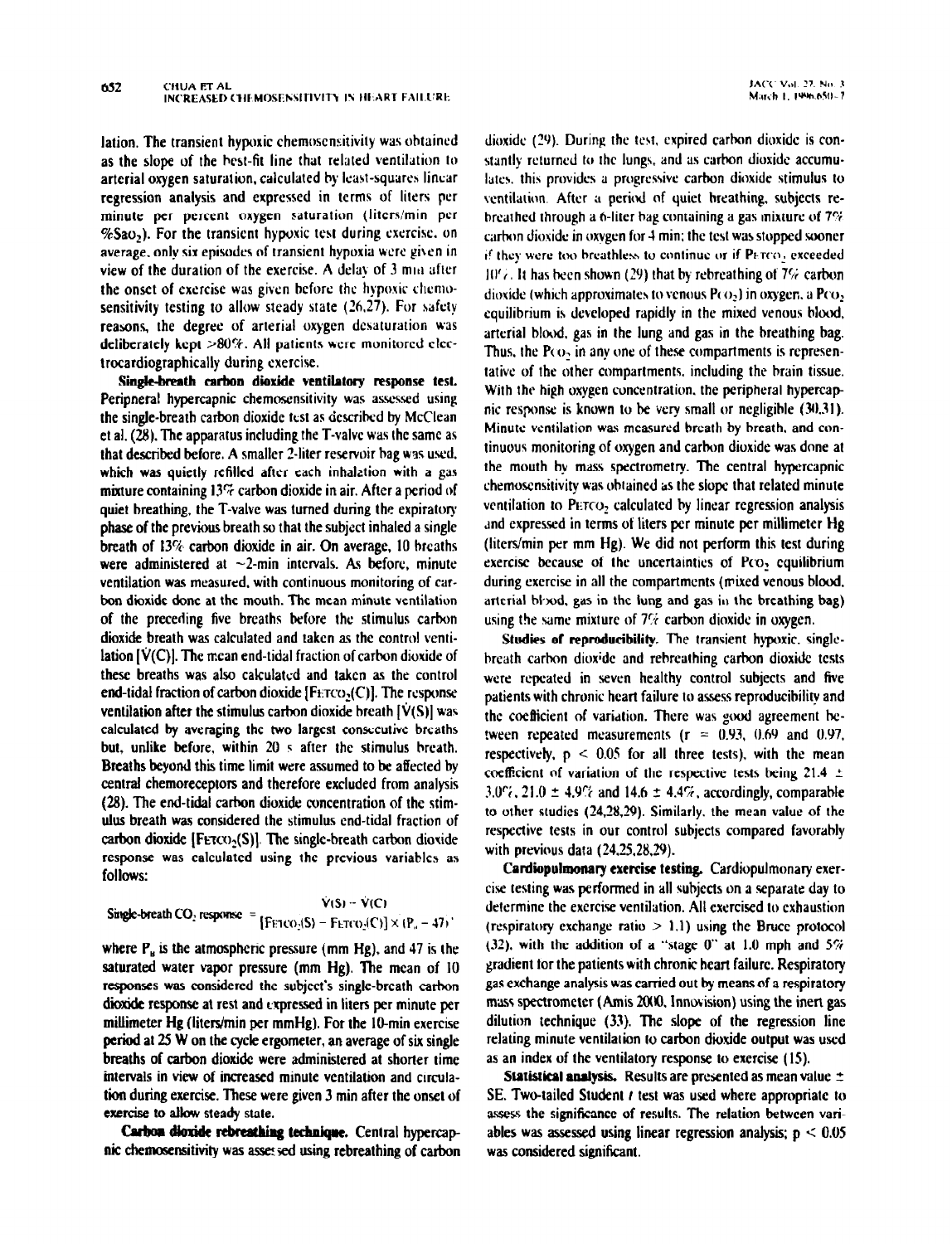lation. The transient hypoxic chemosensitivity was obtained as the slope of the best-fit line that related ventilation to arterial oxygen saturation, calculated by least-squares linear regression analysis and expressed in terms of liters per minute per percent oxygen saturation (liters/min per $\%Sa_{O_2}$). For the transient hypoxic test during exercise, on average, only six episodes of transient hypoxia were given in view of the duration of the exercise. A delay of 3 min after the onset of exercise was given before the hypoxic chemosensitivity testing to allow steady state (26,27). For safety reasons, the degree of arterial oxygen desaturation was deliberately kept >80%. All patients were monitored electrocardiographically during exercise.

**Single-breath carbon dioxide ventilatory response test.** Peripheral hypercapnic chemosensitivity was assessed using the single-breath carbon dioxide test as described by McClean et al. (28). The apparatus including the T-valve was the same as that described before. A smaller 2-liter reservoir bag was used, which was quietly refilled after each inhalation with a gas mixture containing 13% carbon dioxide in air. After a period of quiet breathing, the T-valve was turned during the expiratory phase of the previous breath so that the subject inhaled a single breath of 13% carbon dioxide in air. On average, 10 breaths were administered at ~2-min intervals. As before, minute ventilation was measured, with continuous monitoring of carbon dioxide done at the mouth. The mean minute ventilation of the preceding five breaths before the stimulus carbon dioxide breath was calculated and taken as the control ventilation [$\dot{V}(C)$]. The mean end-tidal fraction of carbon dioxide of these breaths was also calculated and taken as the control end-tidal fraction of carbon dioxide [$F_{ETCO_2}(C)$]. The response ventilation after the stimulus carbon dioxide breath [$\dot{V}(S)$] was calculated by averaging the two largest consecutive breaths but, unlike before, within 20 s after the stimulus breath. Breaths beyond this time limit were assumed to be affected by central chemoreceptors and therefore excluded from analysis (28). The end-tidal carbon dioxide concentration of the stimulus breath was considered the stimulus end-tidal fraction of carbon dioxide [$F_{ETCO_2}(S)$]. The single-breath carbon dioxide response was calculated using the previous variables as follows:

$$\text{Single-breath } CO_2 \text{ response} = \frac{\dot{V}(S) - \dot{V}(C)}{[F_{ETCO_2}(S) - F_{ETCO_2}(C)] \times (P_B - 47)},$$

where $P_B$ is the atmospheric pressure (mm Hg), and 47 is the saturated water vapor pressure (mm Hg). The mean of 10 responses was considered the subject's single-breath carbon dioxide response at rest and expressed in liters per minute per millimeter Hg (liters/min per mmHg). For the 10-min exercise period at 25 W on the cycle ergometer, an average of six single breaths of carbon dioxide were administered at shorter time intervals in view of increased minute ventilation and circulation during exercise. These were given 3 min after the onset of exercise to allow steady state.

**Carbon dioxide rebreathing technique.** Central hypercapnic chemosensitivity was assessed using rebreathing of carbon dioxide (29). During the test, expired carbon dioxide is constantly returned to the lungs, and as carbon dioxide accumulates, this provides a progressive carbon dioxide stimulus to ventilation. After a period of quiet breathing, subjects rebreathed through a 6-liter bag containing a gas mixture of 7% carbon dioxide in oxygen for 4 min; the test was stopped sooner if they were too breathless to continue or if $P_{ETCO_2}$ exceeded 10%. It has been shown (29) that by rebreathing of 7% carbon dioxide (which approximates to venous $P_{CO_2}$) in oxygen, a $P_{CO_2}$ equilibrium is developed rapidly in the mixed venous blood, arterial blood, gas in the lung and gas in the breathing bag. Thus, the $P_{CO_2}$ in any one of these compartments is representative of the other compartments, including the brain tissue. With the high oxygen concentration, the peripheral hypercapnic response is known to be very small or negligible (30,31). Minute ventilation was measured breath by breath, and continuous monitoring of oxygen and carbon dioxide was done at the mouth by mass spectrometry. The central hypercapnic chemosensitivity was obtained as the slope that related minute ventilation to $P_{ETCO_2}$ calculated by linear regression analysis and expressed in terms of liters per minute per millimeter Hg (liters/min per mm Hg). We did not perform this test during exercise because of the uncertainties of $P_{CO_2}$ equilibrium during exercise in all the compartments (mixed venous blood, arterial blood, gas in the lung and gas in the breathing bag) using the same mixture of 7% carbon dioxide in oxygen.

**Studies of reproducibility.** The transient hypoxic, single-breath carbon dioxide and rebreathing carbon dioxide tests were repeated in seven healthy control subjects and five patients with chronic heart failure to assess reproducibility and the coefficient of variation. There was good agreement between repeated measurements ($r = 0.93$, 0.69 and 0.97, respectively, $p < 0.05$ for all three tests), with the mean coefficient of variation of the respective tests being 21.4 ± 3.0%, 21.0 ± 4.9% and 14.6 ± 4.4%, accordingly, comparable to other studies (24,28,29). Similarly, the mean value of the respective tests in our control subjects compared favorably with previous data (24,25,28,29).

**Cardiopulmonary exercise testing.** Cardiopulmonary exercise testing was performed in all subjects on a separate day to determine the exercise ventilation. All exercised to exhaustion (respiratory exchange ratio > 1.1) using the Bruce protocol (32), with the addition of a "stage 0" at 1.0 mph and 5% gradient for the patients with chronic heart failure. Respiratory gas exchange analysis was carried out by means of a respiratory mass spectrometer (Amis 2000, Innovision) using the inert gas dilution technique (33). The slope of the regression line relating minute ventilation to carbon dioxide output was used as an index of the ventilatory response to exercise (15).

**Statistical analysis.** Results are presented as mean value ± SE. Two-tailed Student *t* test was used where appropriate to assess the significance of results. The relation between variables was assessed using linear regression analysis; $p < 0.05$ was considered significant.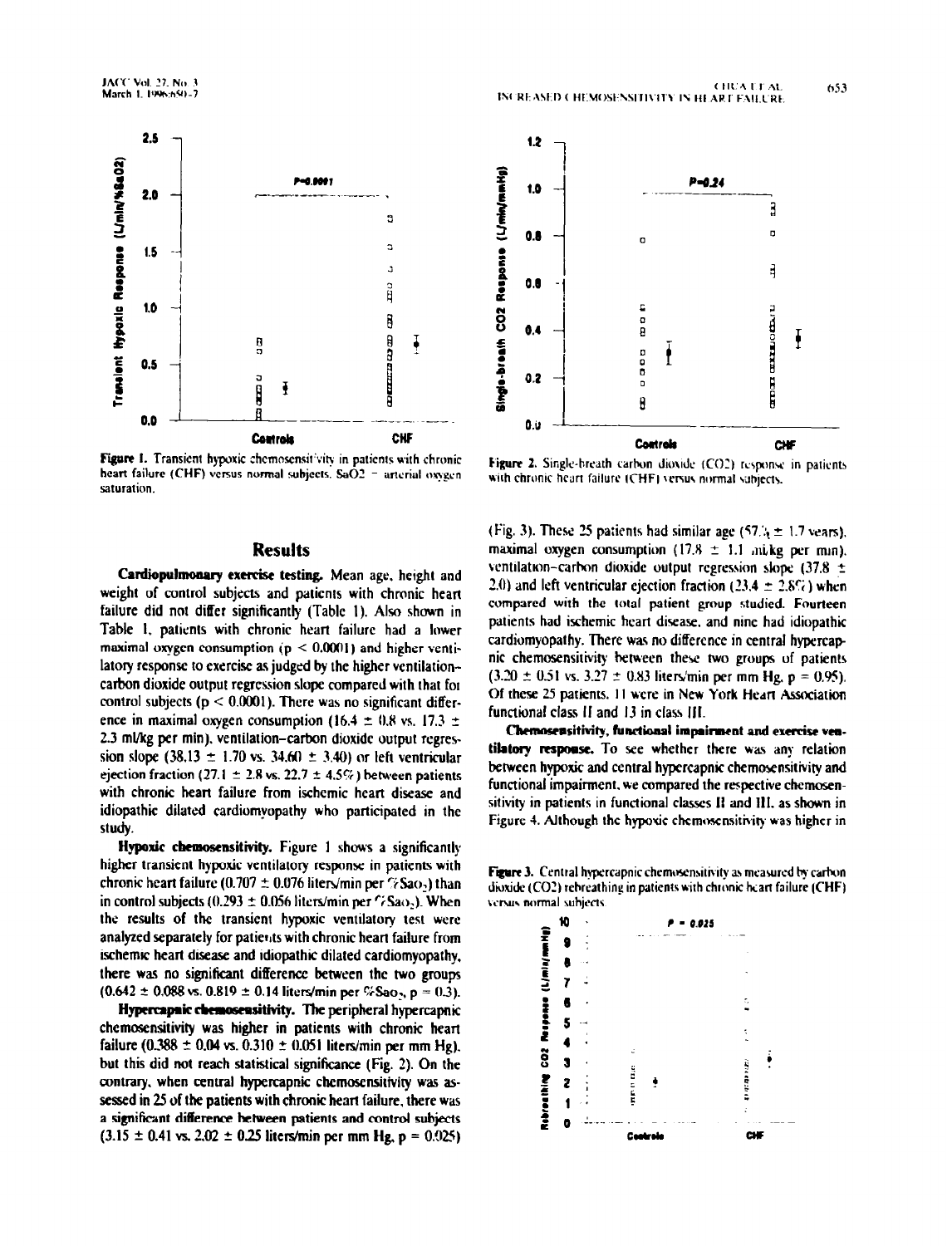Figure 1. Transient hypoxic chemosensitivity in patients with chronic heart failure (CHF) versus normal subjects. SaO2 = arterial oxygen saturation.

Figure 2. Single-breath carbon dioxide (CO2) response in patients with chronic heart failure (CHF) versus normal subjects.

## Results

**Cardiopulmonary exercise testing.** Mean age, height and weight of control subjects and patients with chronic heart failure did not differ significantly (Table 1). Also shown in Table 1, patients with chronic heart failure had a lower maximal oxygen consumption ($p < 0.0001$) and higher ventilatory response to exercise as judged by the higher ventilation–carbon dioxide output regression slope compared with that for control subjects ($p < 0.0001$). There was no significant difference in maximal oxygen consumption (16.4 ± 0.8 vs. 17.3 ± 2.3 ml/kg per min), ventilation–carbon dioxide output regression slope (38.13 ± 1.70 vs. 34.60 ± 3.40) or left ventricular ejection fraction (27.1 ± 2.8 vs. 22.7 ± 4.5%) between patients with chronic heart failure from ischemic heart disease and idiopathic dilated cardiomyopathy who participated in the study.

**Hypoxic chemosensitivity.** Figure 1 shows a significantly higher transient hypoxic ventilatory response in patients with chronic heart failure (0.707 ± 0.076 liters/min per %$Sao_2$) than in control subjects (0.293 ± 0.056 liters/min per %$Sao_2$). When the results of the transient hypoxic ventilatory test were analyzed separately for patients with chronic heart failure from ischemic heart disease and idiopathic dilated cardiomyopathy, there was no significant difference between the two groups (0.642 ± 0.088 vs. 0.819 ± 0.14 liters/min per %$Sao_2$, $p = 0.3$).

**Hypercapnic chemosensitivity.** The peripheral hypercapnic chemosensitivity was higher in patients with chronic heart failure (0.388 ± 0.04 vs. 0.310 ± 0.051 liters/min per mm Hg), but this did not reach statistical significance (Fig. 2). On the contrary, when central hypercapnic chemosensitivity was assessed in 25 of the patients with chronic heart failure, there was a significant difference between patients and control subjects (3.15 ± 0.41 vs. 2.02 ± 0.25 liters/min per mm Hg, $p = 0.025$) (Fig. 3). These 25 patients had similar age (57.5 ± 1.7 years), maximal oxygen consumption (17.8 ± 1.1 ml/kg per min), ventilation–carbon dioxide output regression slope (37.8 ± 2.0) and left ventricular ejection fraction (23.4 ± 2.8%) when compared with the total patient group studied. Fourteen patients had ischemic heart disease, and nine had idiopathic cardiomyopathy. There was no difference in central hypercapnic chemosensitivity between these two groups of patients (3.20 ± 0.51 vs. 3.27 ± 0.83 liters/min per mm Hg, $p = 0.95$). Of these 25 patients, 11 were in New York Heart Association functional class II and 13 in class III.

**Chemosensitivity, functional impairment and exercise ventilatory response.** To see whether there was any relation between hypoxic and central hypercapnic chemosensitivity and functional impairment, we compared the respective chemosensitivity in patients in functional classes II and III, as shown in Figure 4. Although the hypoxic chemosensitivity was higher in

Figure 3. Central hypercapnic chemosensitivity as measured by carbon dioxide (CO2) rebreathing in patients with chronic heart failure (CHF) versus normal subjects.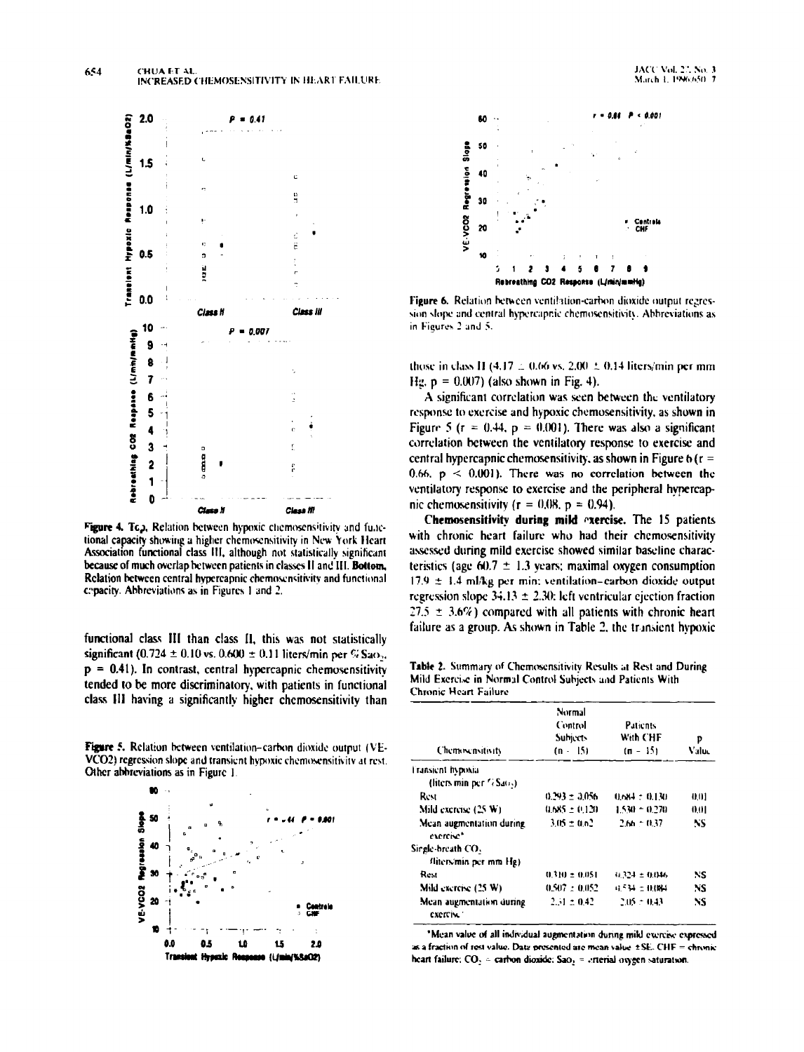Figure 4. Top, Relation between hypoxic chemosensitivity and functional capacity showing a higher chemosensitivity in New York Heart Association functional class III, although not statistically significant because of much overlap between patients in classes II and III. **Bottom,** Relation between central hypercapnic chemosensitivity and functional capacity. Abbreviations as in Figures 1 and 2.

functional class III than class II, this was not statistically significant ($0.724 \pm 0.10$ vs. $0.600 \pm 0.11$ liters/min per % $Sao_2$, $p = 0.41$). In contrast, central hypercapnic chemosensitivity tended to be more discriminatory, with patients in functional class III having a significantly higher chemosensitivity than those in class II ($4.17 \pm 0.66$ vs. $2.00 \pm 0.14$ liters/min per mm Hg, $p = 0.007$) (also shown in Fig. 4).

Figure 5. Relation between ventilation–carbon dioxide output (VE-VCO2) regression slope and transient hypoxic chemosensitivity at rest. Other abbreviations as in Figure 1.

Figure 6. Relation between ventilation–carbon dioxide output regression slope and central hypercapnic chemosensitivity. Abbreviations as in Figures 2 and 5.

A significant correlation was seen between the ventilatory response to exercise and hypoxic chemosensitivity, as shown in Figure 5 ($r = 0.44$, $p = 0.001$). There was also a significant correlation between the ventilatory response to exercise and central hypercapnic chemosensitivity, as shown in Figure 6 ($r = 0.66$, $p < 0.001$). There was no correlation between the ventilatory response to exercise and the peripheral hypercapnic chemosensitivity ($r = 0.08$, $p = 0.94$).

**Chemosensitivity during mild exercise.** The 15 patients with chronic heart failure who had their chemosensitivity assessed during mild exercise showed similar baseline characteristics (age $60.7 \pm 1.3$ years; maximal oxygen consumption $17.9 \pm 1.4$ ml/kg per min; ventilation–carbon dioxide output regression slope $34.13 \pm 2.30$; left ventricular ejection fraction $27.5 \pm 3.6\%$) compared with all patients with chronic heart failure as a group. As shown in Table 2, the transient hypoxic

Table 2. Summary of Chemosensitivity Results at Rest and During Mild Exercise in Normal Control Subjects and Patients With Chronic Heart Failure

| Chemosensitivity | Normal Control Subjects (n = 15) | Patients With CHF (n = 15) | p Value |
|---|---|---|---|
| Transient hypoxia (liters/min per % $Sao_2$) | | | |
| Rest | $0.293 \pm 0.056$ | $0.684 \pm 0.130$ | 0.01 |
| Mild exercise (25 W) | $0.685 \pm 0.120$ | $1.530 \pm 0.270$ | 0.01 |
| Mean augmentation during exercise* | $3.05 \pm 0.62$ | $2.66 \pm 0.37$ | NS |
| Single-breath $CO_2$ (liters/min per mm Hg) | | | |
| Rest | $0.310 \pm 0.051$ | $0.324 \pm 0.046$ | NS |
| Mild exercise (25 W) | $0.507 \pm 0.052$ | $0.534 \pm 0.084$ | NS |
| Mean augmentation during exercise* | $2.31 \pm 0.42$ | $2.05 \pm 0.43$ | NS |

*Mean value of all individual augmentation during mild exercise expressed as a fraction of rest value. Data presented are mean value ± SE. CHF = chronic heart failure; $CO_2$ = carbon dioxide; $Sao_2$ = arterial oxygen saturation.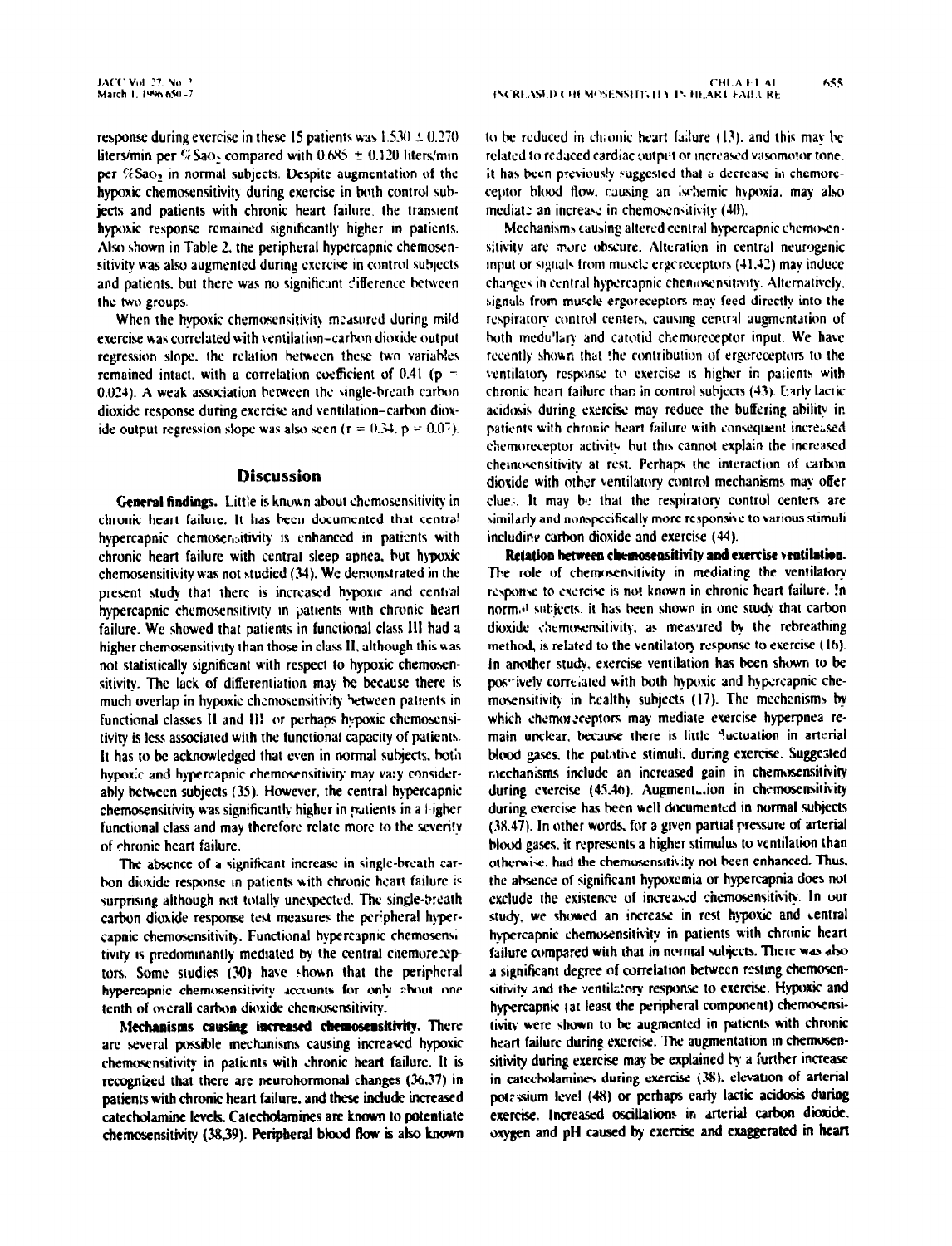response during exercise in these 15 patients was 1.530 ± 0.270 liters/min per $\%Sa_{O_2}$ compared with 0.685 ± 0.120 liters/min per $\%Sa_{O_2}$ in normal subjects. Despite augmentation of the hypoxic chemosensitivity during exercise in both control subjects and patients with chronic heart failure, the transient hypoxic response remained significantly higher in patients. Also shown in Table 2, the peripheral hypercapnic chemosensitivity was also augmented during exercise in control subjects and patients, but there was no significant difference between the two groups.

When the hypoxic chemosensitivity measured during mild exercise was correlated with ventilation–carbon dioxide output regression slope, the relation between these two variables remained intact, with a correlation coefficient of 0.41 ($p = 0.024$). A weak association between the single-breath carbon dioxide response during exercise and ventilation–carbon dioxide output regression slope was also seen ($r = 0.34$, $p = 0.07$).

## Discussion

**General findings.** Little is known about chemosensitivity in chronic heart failure. It has been documented that central hypercapnic chemosensitivity is enhanced in patients with chronic heart failure with central sleep apnea, but hypoxic chemosensitivity was not studied (34). We demonstrated in the present study that there is increased hypoxic and central hypercapnic chemosensitivity in patients with chronic heart failure. We showed that patients in functional class III had a higher chemosensitivity than those in class II, although this was not statistically significant with respect to hypoxic chemosensitivity. The lack of differentiation may be because there is much overlap in hypoxic chemosensitivity between patients in functional classes II and III or perhaps hypoxic chemosensitivity is less associated with the functional capacity of patients. It has to be acknowledged that even in normal subjects, both hypoxic and hypercapnic chemosensitivity may vary considerably between subjects (35). However, the central hypercapnic chemosensitivity was significantly higher in patients in a higher functional class and may therefore relate more to the severity of chronic heart failure.

The absence of a significant increase in single-breath carbon dioxide response in patients with chronic heart failure is surprising although not totally unexpected. The single-breath carbon dioxide response test measures the peripheral hypercapnic chemosensitivity. Functional hypercapnic chemosensitivity is predominantly mediated by the central chemoreceptors. Some studies (30) have shown that the peripheral hypercapnic chemosensitivity accounts for only about one tenth of overall carbon dioxide chemosensitivity.

**Mechanisms causing increased chemosensitivity.** There are several possible mechanisms causing increased hypoxic chemosensitivity in patients with chronic heart failure. It is recognized that there are neurohormonal changes (36,37) in patients with chronic heart failure, and these include increased catecholamine levels. Catecholamines are known to potentiate chemosensitivity (38,39). Peripheral blood flow is also known to be reduced in chronic heart failure (13), and this may be related to reduced cardiac output or increased vasomotor tone. It has been previously suggested that a decrease in chemoreceptor blood flow, causing an ischemic hypoxia, may also mediate an increase in chemosensitivity (40).

Mechanisms causing altered central hypercapnic chemosensitivity are more obscure. Alteration in central neurogenic input or signals from muscle ergoreceptors (41,42) may induce changes in central hypercapnic chemosensitivity. Alternatively, signals from muscle ergoreceptors may feed directly into the respiratory control centers, causing central augmentation of both medullary and carotid chemoreceptor input. We have recently shown that the contribution of ergoreceptors to the ventilatory response to exercise is higher in patients with chronic heart failure than in control subjects (43). Early lactic acidosis during exercise may reduce the buffering ability in patients with chronic heart failure with consequent increased chemoreceptor activity but this cannot explain the increased chemosensitivity at rest. Perhaps the interaction of carbon dioxide with other ventilatory control mechanisms may offer clues. It may be that the respiratory control centers are similarly and nonspecifically more responsive to various stimuli including carbon dioxide and exercise (44).

**Relation between chemosensitivity and exercise ventilation.** The role of chemosensitivity in mediating the ventilatory response to exercise is not known in chronic heart failure. In normal subjects, it has been shown in one study that carbon dioxide chemosensitivity, as measured by the rebreathing method, is related to the ventilatory response to exercise (16). In another study, exercise ventilation has been shown to be positively correlated with both hypoxic and hypercapnic chemosensitivity in healthy subjects (17). The mechanisms by which chemoreceptors may mediate exercise hyperpnea remain unclear, because there is little fluctuation in arterial blood gases, the putative stimuli, during exercise. Suggested mechanisms include an increased gain in chemosensitivity during exercise (45,46). Augmentation in chemosensitivity during exercise has been well documented in normal subjects (38,47). In other words, for a given partial pressure of arterial blood gases, it represents a higher stimulus to ventilation than otherwise, had the chemosensitivity not been enhanced. Thus, the absence of significant hypoxemia or hypercapnia does not exclude the existence of increased chemosensitivity. In our study, we showed an increase in rest hypoxic and central hypercapnic chemosensitivity in patients with chronic heart failure compared with that in normal subjects. There was also a significant degree of correlation between resting chemosensitivity and the ventilatory response to exercise. Hypoxic and hypercapnic (at least the peripheral component) chemosensitivity were shown to be augmented in patients with chronic heart failure during exercise. The augmentation in chemosensitivity during exercise may be explained by a further increase in catecholamines during exercise (38), elevation of arterial potassium level (48) or perhaps early lactic acidosis during exercise. Increased oscillations in arterial carbon dioxide, oxygen and pH caused by exercise and exaggerated in heart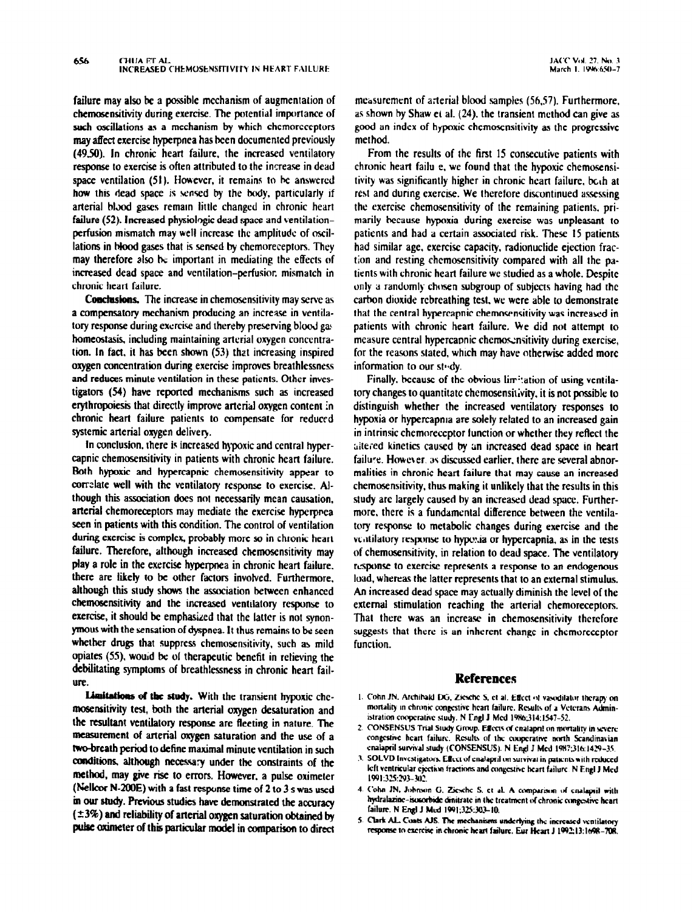failure may also be a possible mechanism of augmentation of chemosensitivity during exercise. The potential importance of such oscillations as a mechanism by which chemoreceptors may affect exercise hyperpnea has been documented previously (49,50). In chronic heart failure, the increased ventilatory response to exercise is often attributed to the increase in dead space ventilation (51). However, it remains to be answered how this dead space is sensed by the body, particularly if arterial blood gases remain little changed in chronic heart failure (52). Increased physiologic dead space and ventilation–perfusion mismatch may well increase the amplitude of oscillations in blood gases that is sensed by chemoreceptors. They may therefore also be important in mediating the effects of increased dead space and ventilation–perfusion mismatch in chronic heart failure.

**Conclusions.** The increase in chemosensitivity may serve as a compensatory mechanism producing an increase in ventilatory response during exercise and thereby preserving blood gas homeostasis, including maintaining arterial oxygen concentration. In fact, it has been shown (53) that increasing inspired oxygen concentration during exercise improves breathlessness and reduces minute ventilation in these patients. Other investigators (54) have reported mechanisms such as increased erythropoiesis that directly improve arterial oxygen content in chronic heart failure patients to compensate for reduced systemic arterial oxygen delivery.

In conclusion, there is increased hypoxic and central hypercapnic chemosensitivity in patients with chronic heart failure. Both hypoxic and hypercapnic chemosensitivity appear to correlate well with the ventilatory response to exercise. Although this association does not necessarily mean causation, arterial chemoreceptors may mediate the exercise hyperpnea seen in patients with this condition. The control of ventilation during exercise is complex, probably more so in chronic heart failure. Therefore, although increased chemosensitivity may play a role in the exercise hyperpnea in chronic heart failure, there are likely to be other factors involved. Furthermore, although this study shows the association between enhanced chemosensitivity and the increased ventilatory response to exercise, it should be emphasized that the latter is not synonymous with the sensation of dyspnea. It thus remains to be seen whether drugs that suppress chemosensitivity, such as mild opiates (55), would be of therapeutic benefit in relieving the debilitating symptoms of breathlessness in chronic heart failure.

**Limitations of the study.** With the transient hypoxic chemosensitivity test, both the arterial oxygen desaturation and the resultant ventilatory response are fleeting in nature. The measurement of arterial oxygen saturation and the use of a two-breath period to define maximal minute ventilation in such conditions, although necessary under the constraints of the method, may give rise to errors. However, a pulse oximeter (Nellcor N-200E) with a fast response time of 2 to 3 s was used in our study. Previous studies have demonstrated the accuracy (±3%) and reliability of arterial oxygen saturation obtained by pulse oximeter of this particular model in comparison to direct measurement of arterial blood samples (56,57). Furthermore, as shown by Shaw et al. (24), the transient method can give as good an index of hypoxic chemosensitivity as the progressive method.

From the results of the first 15 consecutive patients with chronic heart failure, we found that the hypoxic chemosensitivity was significantly higher in chronic heart failure, both at rest and during exercise. We therefore discontinued assessing the exercise chemosensitivity of the remaining patients, primarily because hypoxia during exercise was unpleasant to patients and had a certain associated risk. These 15 patients had similar age, exercise capacity, radionuclide ejection fraction and resting chemosensitivity compared with all the patients with chronic heart failure we studied as a whole. Despite only a randomly chosen subgroup of subjects having had the carbon dioxide rebreathing test, we were able to demonstrate that the central hypercapnic chemosensitivity was increased in patients with chronic heart failure. We did not attempt to measure central hypercapnic chemosensitivity during exercise, for the reasons stated, which may have otherwise added more information to our study.

Finally, because of the obvious limitation of using ventilatory changes to quantitate chemosensitivity, it is not possible to distinguish whether the increased ventilatory responses to hypoxia or hypercapnia are solely related to an increased gain in intrinsic chemoreceptor function or whether they reflect the altered kinetics caused by an increased dead space in heart failure. However, as discussed earlier, there are several abnormalities in chronic heart failure that may cause an increased chemosensitivity, thus making it unlikely that the results in this study are largely caused by an increased dead space. Furthermore, there is a fundamental difference between the ventilatory response to metabolic changes during exercise and the ventilatory response to hypoxia or hypercapnia, as in the tests of chemosensitivity, in relation to dead space. The ventilatory response to exercise represents a response to an endogenous load, whereas the latter represents that to an external stimulus. An increased dead space may actually diminish the level of the external stimulation reaching the arterial chemoreceptors. That there was an increase in chemosensitivity therefore suggests that there is an inherent change in chemoreceptor function.

## References

1. Cohn JN, Archibald DG, Ziesche S, et al. Effect of vasodilator therapy on mortality in chronic congestive heart failure. Results of a Veterans Administration cooperative study. N Engl J Med 1986;314:1547–52.
2. CONSENSUS Trial Study Group. Effects of enalapril on mortality in severe congestive heart failure. Results of the cooperative north Scandinavian enalapril survival study (CONSENSUS). N Engl J Med 1987;316:1429–35.
3. SOLVD Investigators. Effect of enalapril on survival in patients with reduced left ventricular ejection fractions and congestive heart failure. N Engl J Med 1991;325:293–302.
4. Cohn JN, Johnson G, Ziesche S, et al. A comparison of enalapril with hydralazine-isosorbide dinitrate in the treatment of chronic congestive heart failure. N Engl J Med 1991;325:303–10.
5. Clark AL, Coats AJS. The mechanisms underlying the increased ventilatory response to exercise in chronic heart failure. Eur Heart J 1992;13:1698–708.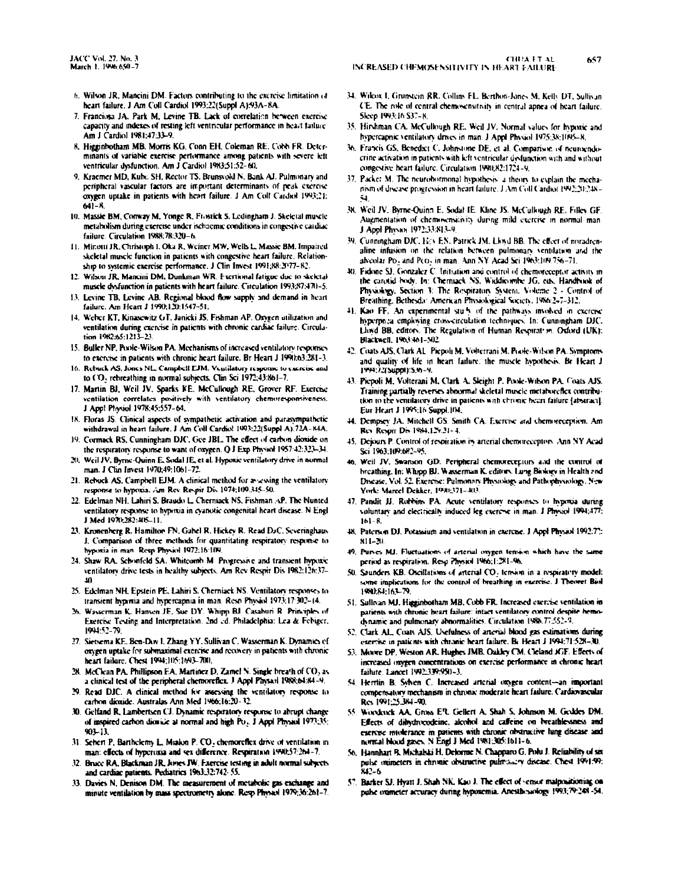6. Wilson JR, Mancini DM. Factors contributing to the exercise limitation of heart failure. J Am Coll Cardiol 1993;22(Suppl A):93A–8A.
7. Franciosa JA, Park M, Levine TB. Lack of correlation between exercise capacity and indexes of resting left ventricular performance in heart failure. Am J Cardiol 1981;47:33–9.
8. Higginbotham MB, Morris KG, Conn EH, Coleman RE, Cobb FR. Determinants of variable exercise performance among patients with severe left ventricular dysfunction. Am J Cardiol 1983;51:52–60.
9. Kraemer MD, Kubo SH, Rector TS, Brunsvold N, Bank AJ. Pulmonary and peripheral vascular factors are important determinants of peak exercise oxygen uptake in patients with heart failure. J Am Coll Cardiol 1993;21:641–8.
10. Massie BM, Conway M, Yonge R, Frostick S, Ledingham J. Skeletal muscle metabolism during exercise under ischaemic conditions in congestive cardiac failure. Circulation 1988;78:320–6.
11. Minotti JR, Christoph I, Oka R, Weiner MW, Wells L, Massie BM. Impaired skeletal muscle function in patients with congestive heart failure. Relationship to systemic exercise performance. J Clin Invest 1991;88:2077–82.
12. Wilson JR, Mancini DM, Dunkman WR. Exertional fatigue due to skeletal muscle dysfunction in patients with heart failure. Circulation 1993;87:470–5.
13. Levine TB, Levine AB. Regional blood flow supply and demand in heart failure. Am Heart J 1990;120:1547–51.
14. Weber KT, Kinasewitz GT, Janicki JS, Fishman AP. Oxygen utilization and ventilation during exercise in patients with chronic cardiac failure. Circulation 1982;65:1213–23.
15. Buller NP, Poole-Wilson PA. Mechanisms of increased ventilatory responses to exercise in patients with chronic heart failure. Br Heart J 1990;63:281–3.
16. Rebuck AS, Jones NL, Campbell EJM. Ventilatory response to exercise and to $CO_2$ rebreathing in normal subjects. Clin Sci 1972;43:861–7.
17. Martin BJ, Weil JV, Sparks KE, McCullough RE, Grover RF. Exercise ventilation correlates positively with ventilatory chemoresponsiveness. J Appl Physiol 1978;45:557–64.
18. Floras JS. Clinical aspects of sympathetic activation and parasympathetic withdrawal in heart failure. J Am Coll Cardiol 1993;22(Suppl A):72A–84A.
19. Cormack RS, Cunningham DJC, Gee JBL. The effect of carbon dioxide on the respiratory response to want of oxygen. Q J Exp Physiol 1957;42:323–34.
20. Weil JV, Byrne-Quinn E, Sodal IE, et al. Hypoxic ventilatory drive in normal man. J Clin Invest 1970;49:1061–72.
21. Rebuck AS, Campbell EJM. A clinical method for assessing the ventilatory response to hypoxia. Am Rev Respir Dis 1974;109:345–50.
22. Edelman NH, Lahiri S, Braudo L, Cherniack NS, Fishman AP. The blunted ventilatory response to hypoxia in cyanotic congenital heart disease. N Engl J Med 1970;282:405–11.
23. Kronenberg R, Hamilton FN, Gabel R, Hickey R, Read DJC, Severinghaus J. Comparison of three methods for quantitating respiratory response to hypoxia in man. Resp Physiol 1972;16:109.
24. Shaw RA, Schonfeld SA, Whitcomb M. Progressive and transient hypoxic ventilatory drive tests in healthy subjects. Am Rev Respir Dis 1982;126:37–40.
25. Edelman NH, Epstein PE, Lahiri S, Cherniack NS. Ventilatory responses to transient hypoxia and hypercapnia in man. Resp Physiol 1973;17:302–14.
26. Wasserman K, Hansen JE, Sue DY, Whipp BJ, Casaburi R. Principles of Exercise Testing and Interpretation. 2nd ed. Philadelphia: Lea & Febiger, 1994:52–79.
27. Sietsema KE, Ben-Dov I, Zhang YY, Sullivan C, Wasserman K. Dynamics of oxygen uptake for submaximal exercise and recovery in patients with chronic heart failure. Chest 1994;105:1693–700.
28. McClean PA, Phillipson EA, Martinez D, Zamel N. Single breath of $CO_2$ as a clinical test of the peripheral chemoreflex. J Appl Physiol 1988;64:84–9.
29. Read DJC. A clinical method for assessing the ventilatory response to carbon dioxide. Australas Ann Med 1966;16:20–32.
30. Gelfand R, Lambertsen CJ. Dynamic respiratory response to abrupt change of inspired carbon dioxide at normal and high $P_{O_2}$. J Appl Physiol 1973;35:903–13.
31. Sebert P, Barthelemy L, Mialon P. $CO_2$ chemoreflex drive of ventilation in man: effects of hyperoxia and sex difference. Respiration 1990;57:264–7.
32. Bruce RA, Blackman JR, Jones JW. Exercise testing in adult normal subjects and cardiac patients. Pediatrics 1963;32:742–55.
33. Davies N, Denison DM. The measurement of metabolic gas exchange and minute ventilation by mass spectrometry alone. Resp Physiol 1979;36:261–7.
34. Wilcox I, Grunstein RR, Collins FL, Berthon-Jones M, Kelly DT, Sullivan CE. The role of central chemosensitivity in central apnea of heart failure. Sleep 1993;16:S37–8.
35. Hirshman CA, McCullough RE, Weil JV. Normal values for hypoxic and hypercapnic ventilatory drives in man. J Appl Physiol 1975;38:1095–8.
36. Francis GS, Benedict C, Johnstone DE, et al. Comparison of neuroendocrine activation in patients with left ventricular dysfunction with and without congestive heart failure. Circulation 1990;82:1724–9.
37. Packer M. The neurohormonal hypothesis: a theory to explain the mechanism of disease progression in heart failure. J Am Coll Cardiol 1992;20:248–54.
38. Weil JV, Byrne-Quinn E, Sodal IE, Kline JS, McCullough RE, Filley GF. Augmentation of chemosensitivity during mild exercise in normal man. J Appl Physiol 1972;33:813–9.
39. Cunningham DJC, Hey EN, Patrick JM, Lloyd BB. The effect of noradrenaline infusion on the relation between pulmonary ventilation and the alveolar $P_{O_2}$ and $P_{CO_2}$ in man. Ann NY Acad Sci 1963;109:756–71.
40. Fidone SJ, Gonzalez C. Initiation and control of chemoreceptor activity in the carotid body. In: Cherniack NS, Widdicombe JG, eds. Handbook of Physiology, Section 3: The Respiratory System, Volume 2 - Control of Breathing. Bethesda: American Physiological Society, 1986:247–312.
41. Kao FF. An experimental study of the pathways involved in exercise hyperpnea employing cross-circulation techniques. In: Cunningham DJC, Lloyd BB, editors. The Regulation of Human Respiration. Oxford (UK): Blackwell, 1963:461–502.
42. Coats AJS, Clark AL, Piepoli M, Volterrani M, Poole-Wilson PA. Symptoms and quality of life in heart failure: the muscle hypothesis. Br Heart J 1994;72(Suppl):S36–9.
43. Piepoli M, Volterrani M, Clark A, Sleight P, Poole-Wilson PA, Coats AJS. Training partially reverses abnormal skeletal muscle metaboreflex contribution to the ventilatory drive in patients with chronic heart failure [abstract]. Eur Heart J 1995;16 Suppl:104.
44. Dempsey JA, Mitchell GS, Smith CA. Exercise and chemoreception. Am Rev Respir Dis 1984;129:31–4.
45. Dejours P. Control of respiration by arterial chemoreceptors. Ann NY Acad Sci 1963;109:682–95.
46. Weil JV, Swanson GD. Peripheral chemoreceptors and the control of breathing. In: Whipp BJ, Wasserman K, editors. Lung Biology in Health and Disease, Vol. 52. Exercise: Pulmonary Physiology and Pathophysiology. New York: Marcel Dekker, 1991:371–403.
47. Pandit JJ, Robbins PA. Acute ventilatory responses to hypoxia during voluntary and electrically induced leg exercise in man. J Physiol 1994;477:161–8.
48. Paterson DJ. Potassium and ventilation in exercise. J Appl Physiol 1992;72:811–20.
49. Purves MJ. Fluctuations of arterial oxygen tension which have the same period as respiration. Resp Physiol 1966;1:281–96.
50. Saunders KB. Oscillations of arterial $CO_2$ tension in a respiratory model: some implications for the control of breathing in exercise. J Theoret Biol 1980;84:163–79.
51. Sullivan MJ, Higginbotham MB, Cobb FR. Increased exercise ventilation in patients with chronic heart failure: intact ventilatory control despite hemodynamic and pulmonary abnormalities. Circulation 1988;77:552–9.
52. Clark AL, Coats AJS. Usefulness of arterial blood gas estimations during exercise in patients with chronic heart failure. Br Heart J 1994;71:528–30.
53. Moore DP, Weston AR, Hughes JMB, Oakley CM, Cleland JGF. Effects of increased inspired oxygen concentrations on exercise performance in chronic heart failure. Lancet 1992;339:850–3.
54. Herrlin B, Sylven C. Increased arterial oxygen content—an important compensatory mechanism in chronic moderate heart failure. Cardiovascular Res 1991;25:384–90.
55. Woodcock AA, Gross ER, Gellert A, Shah S, Johnson M, Geddes DM. Effects of dihydrocodeine, alcohol and caffeine on breathlessness and exercise tolerance in patients with chronic obstructive lung disease and normal blood gases. N Engl J Med 1981;305:1611–6.
56. Hannhart B, Michalski H, Delorme N, Chapparo G, Polu J. Reliability of six pulse oximeters in chronic obstructive pulmonary disease. Chest 1991;99:842–6.
57. Barker SJ, Hyatt J, Shah NK, Kao J. The effect of sensor malpositioning on pulse oximeter accuracy during hypoxemia. Anesthesiology 1993;79:248–54.